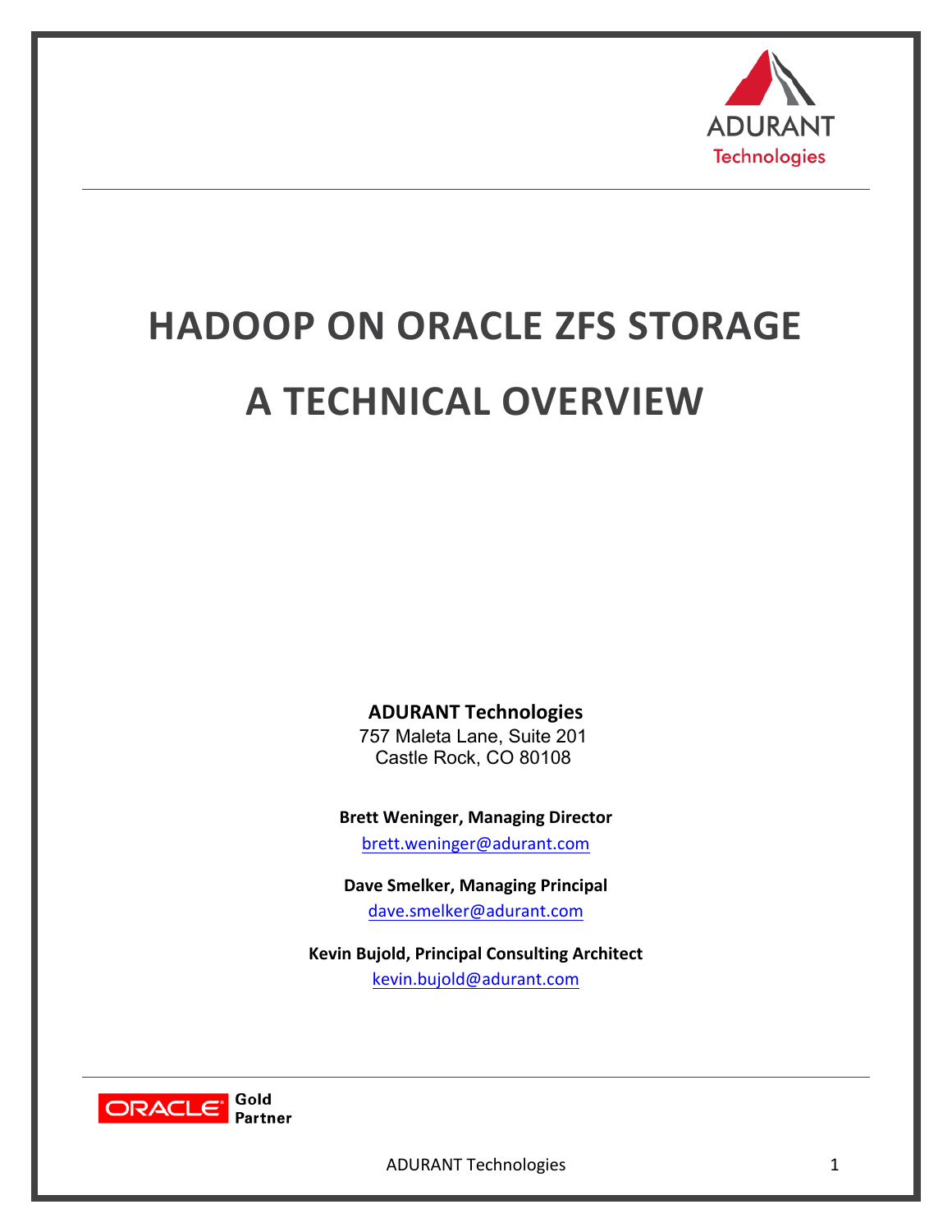ADURANT Technologies

# HADOOP ON ORACLE ZFS STORAGE

# A TECHNICAL OVERVIEW

**ADURANT Technologies**
757 Maleta Lane, Suite 201
Castle Rock, CO 80108

**Brett Weninger, Managing Director**
brett.weninger@adurant.com

**Dave Smelker, Managing Principal**
dave.smelker@adurant.com

**Kevin Bujold, Principal Consulting Architect**
kevin.bujold@adurant.com

ORACLE Gold Partner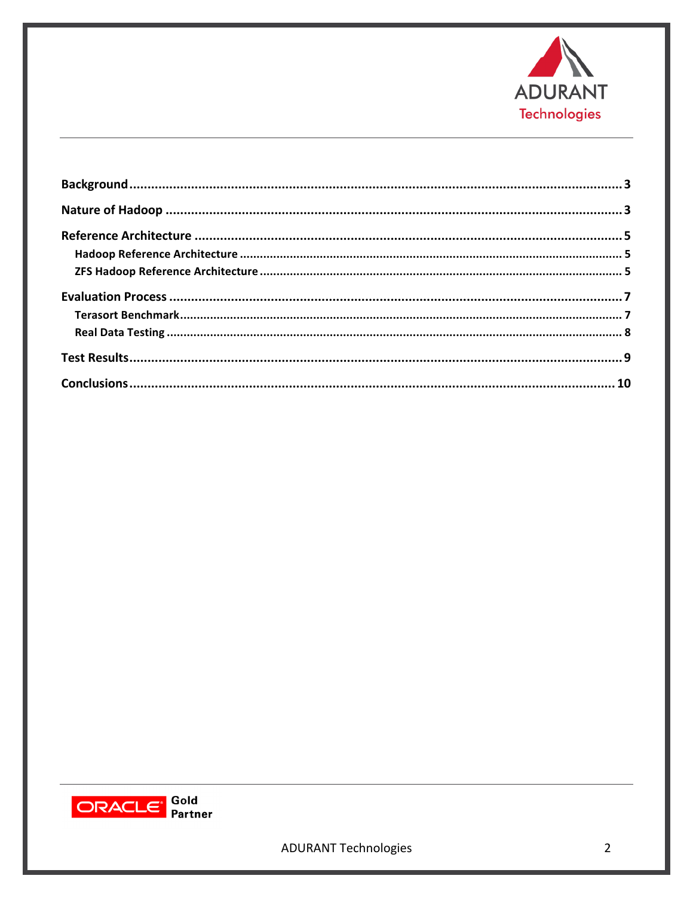- **Background** ........ 3
- **Nature of Hadoop** ........ 3
- **Reference Architecture** ........ 5
  - **Hadoop Reference Architecture** ........ 5
  - **ZFS Hadoop Reference Architecture** ........ 5
- **Evaluation Process** ........ 7
  - **Terasort Benchmark** ........ 7
  - **Real Data Testing** ........ 8
- **Test Results** ........ 9
- **Conclusions** ........ 10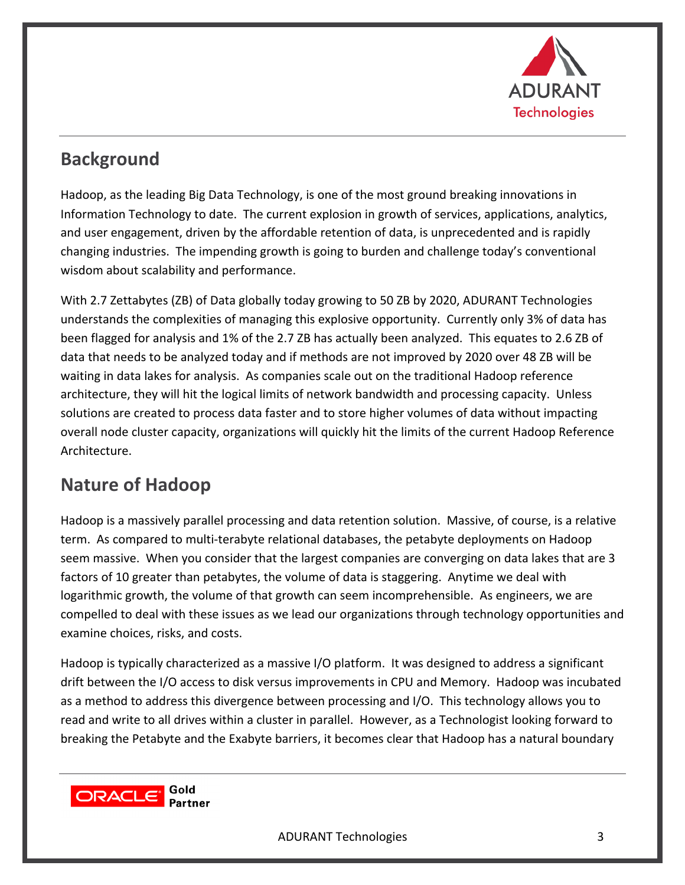## Background

Hadoop, as the leading Big Data Technology, is one of the most ground breaking innovations in Information Technology to date. The current explosion in growth of services, applications, analytics, and user engagement, driven by the affordable retention of data, is unprecedented and is rapidly changing industries. The impending growth is going to burden and challenge today's conventional wisdom about scalability and performance.

With 2.7 Zettabytes (ZB) of Data globally today growing to 50 ZB by 2020, ADURANT Technologies understands the complexities of managing this explosive opportunity. Currently only 3% of data has been flagged for analysis and 1% of the 2.7 ZB has actually been analyzed. This equates to 2.6 ZB of data that needs to be analyzed today and if methods are not improved by 2020 over 48 ZB will be waiting in data lakes for analysis. As companies scale out on the traditional Hadoop reference architecture, they will hit the logical limits of network bandwidth and processing capacity. Unless solutions are created to process data faster and to store higher volumes of data without impacting overall node cluster capacity, organizations will quickly hit the limits of the current Hadoop Reference Architecture.

## Nature of Hadoop

Hadoop is a massively parallel processing and data retention solution. Massive, of course, is a relative term. As compared to multi-terabyte relational databases, the petabyte deployments on Hadoop seem massive. When you consider that the largest companies are converging on data lakes that are 3 factors of 10 greater than petabytes, the volume of data is staggering. Anytime we deal with logarithmic growth, the volume of that growth can seem incomprehensible. As engineers, we are compelled to deal with these issues as we lead our organizations through technology opportunities and examine choices, risks, and costs.

Hadoop is typically characterized as a massive I/O platform. It was designed to address a significant drift between the I/O access to disk versus improvements in CPU and Memory. Hadoop was incubated as a method to address this divergence between processing and I/O. This technology allows you to read and write to all drives within a cluster in parallel. However, as a Technologist looking forward to breaking the Petabyte and the Exabyte barriers, it becomes clear that Hadoop has a natural boundary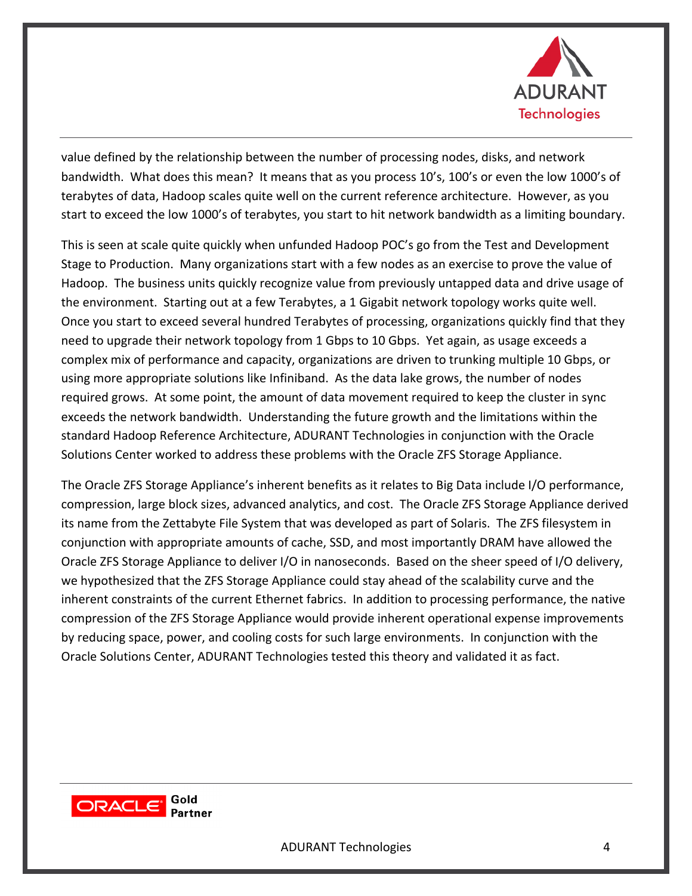value defined by the relationship between the number of processing nodes, disks, and network bandwidth. What does this mean? It means that as you process 10's, 100's or even the low 1000's of terabytes of data, Hadoop scales quite well on the current reference architecture. However, as you start to exceed the low 1000's of terabytes, you start to hit network bandwidth as a limiting boundary.

This is seen at scale quite quickly when unfunded Hadoop POC's go from the Test and Development Stage to Production. Many organizations start with a few nodes as an exercise to prove the value of Hadoop. The business units quickly recognize value from previously untapped data and drive usage of the environment. Starting out at a few Terabytes, a 1 Gigabit network topology works quite well. Once you start to exceed several hundred Terabytes of processing, organizations quickly find that they need to upgrade their network topology from 1 Gbps to 10 Gbps. Yet again, as usage exceeds a complex mix of performance and capacity, organizations are driven to trunking multiple 10 Gbps, or using more appropriate solutions like Infiniband. As the data lake grows, the number of nodes required grows. At some point, the amount of data movement required to keep the cluster in sync exceeds the network bandwidth. Understanding the future growth and the limitations within the standard Hadoop Reference Architecture, ADURANT Technologies in conjunction with the Oracle Solutions Center worked to address these problems with the Oracle ZFS Storage Appliance.

The Oracle ZFS Storage Appliance's inherent benefits as it relates to Big Data include I/O performance, compression, large block sizes, advanced analytics, and cost. The Oracle ZFS Storage Appliance derived its name from the Zettabyte File System that was developed as part of Solaris. The ZFS filesystem in conjunction with appropriate amounts of cache, SSD, and most importantly DRAM have allowed the Oracle ZFS Storage Appliance to deliver I/O in nanoseconds. Based on the sheer speed of I/O delivery, we hypothesized that the ZFS Storage Appliance could stay ahead of the scalability curve and the inherent constraints of the current Ethernet fabrics. In addition to processing performance, the native compression of the ZFS Storage Appliance would provide inherent operational expense improvements by reducing space, power, and cooling costs for such large environments. In conjunction with the Oracle Solutions Center, ADURANT Technologies tested this theory and validated it as fact.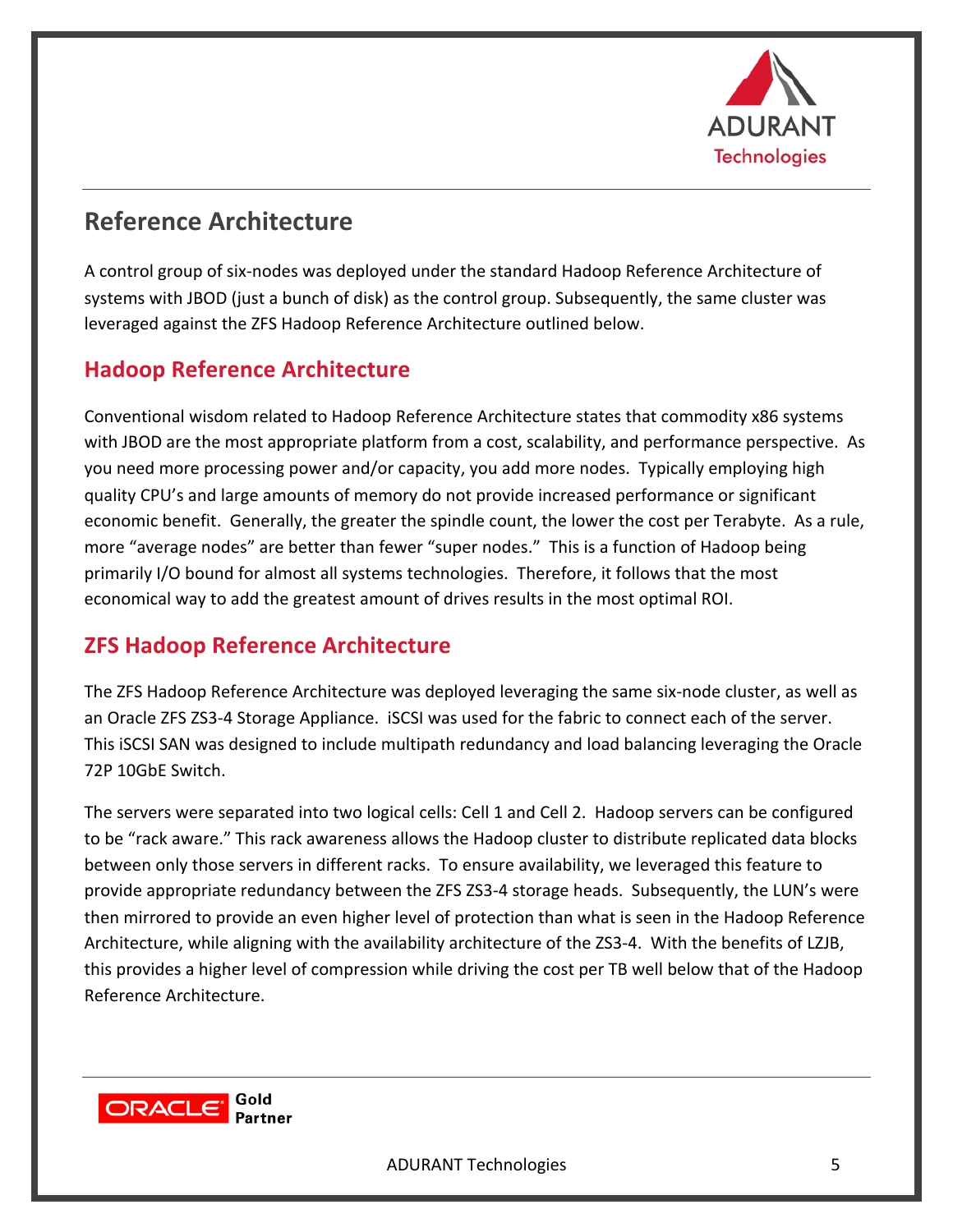# Reference Architecture

A control group of six-nodes was deployed under the standard Hadoop Reference Architecture of systems with JBOD (just a bunch of disk) as the control group. Subsequently, the same cluster was leveraged against the ZFS Hadoop Reference Architecture outlined below.

## Hadoop Reference Architecture

Conventional wisdom related to Hadoop Reference Architecture states that commodity x86 systems with JBOD are the most appropriate platform from a cost, scalability, and performance perspective. As you need more processing power and/or capacity, you add more nodes. Typically employing high quality CPU's and large amounts of memory do not provide increased performance or significant economic benefit. Generally, the greater the spindle count, the lower the cost per Terabyte. As a rule, more "average nodes" are better than fewer "super nodes." This is a function of Hadoop being primarily I/O bound for almost all systems technologies. Therefore, it follows that the most economical way to add the greatest amount of drives results in the most optimal ROI.

## ZFS Hadoop Reference Architecture

The ZFS Hadoop Reference Architecture was deployed leveraging the same six-node cluster, as well as an Oracle ZFS ZS3-4 Storage Appliance. iSCSI was used for the fabric to connect each of the server. This iSCSI SAN was designed to include multipath redundancy and load balancing leveraging the Oracle 72P 10GbE Switch.

The servers were separated into two logical cells: Cell 1 and Cell 2. Hadoop servers can be configured to be "rack aware." This rack awareness allows the Hadoop cluster to distribute replicated data blocks between only those servers in different racks. To ensure availability, we leveraged this feature to provide appropriate redundancy between the ZFS ZS3-4 storage heads. Subsequently, the LUN's were then mirrored to provide an even higher level of protection than what is seen in the Hadoop Reference Architecture, while aligning with the availability architecture of the ZS3-4. With the benefits of LZJB, this provides a higher level of compression while driving the cost per TB well below that of the Hadoop Reference Architecture.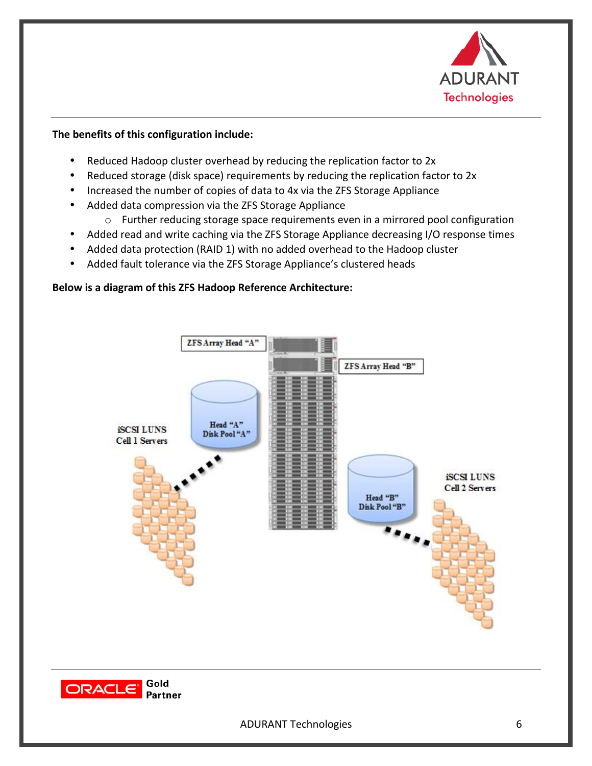**The benefits of this configuration include:**

- Reduced Hadoop cluster overhead by reducing the replication factor to 2x
- Reduced storage (disk space) requirements by reducing the replication factor to 2x
- Increased the number of copies of data to 4x via the ZFS Storage Appliance
- Added data compression via the ZFS Storage Appliance
    - Further reducing storage space requirements even in a mirrored pool configuration
- Added read and write caching via the ZFS Storage Appliance decreasing I/O response times
- Added data protection (RAID 1) with no added overhead to the Hadoop cluster
- Added fault tolerance via the ZFS Storage Appliance's clustered heads

**Below is a diagram of this ZFS Hadoop Reference Architecture:**

ZFS Array Head "A"

ZFS Array Head "B"

Head "A" Disk Pool "A"

Head "B" Disk Pool "B"

iSCSI LUNS Cell 1 Servers

iSCSI LUNS Cell 2 Servers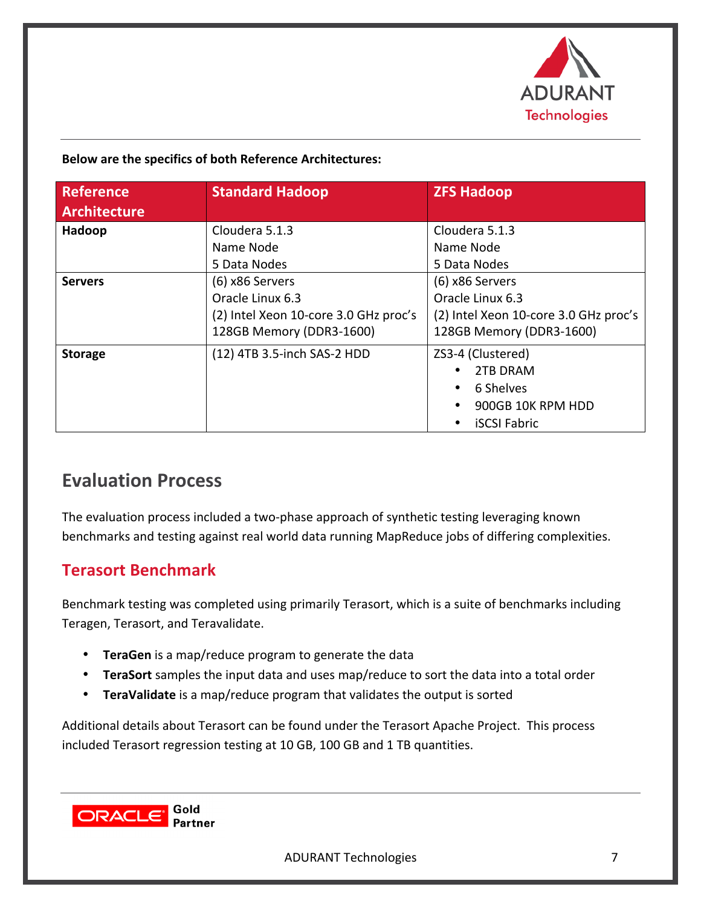**Below are the specifics of both Reference Architectures:**

| Reference Architecture | Standard Hadoop | ZFS Hadoop |
|---|---|---|
| **Hadoop** | Cloudera 5.1.3<br>Name Node<br>5 Data Nodes | Cloudera 5.1.3<br>Name Node<br>5 Data Nodes |
| **Servers** | (6) x86 Servers<br>Oracle Linux 6.3<br>(2) Intel Xeon 10-core 3.0 GHz proc's<br>128GB Memory (DDR3-1600) | (6) x86 Servers<br>Oracle Linux 6.3<br>(2) Intel Xeon 10-core 3.0 GHz proc's<br>128GB Memory (DDR3-1600) |
| **Storage** | (12) 4TB 3.5-inch SAS-2 HDD | ZS3-4 (Clustered)<br>• 2TB DRAM<br>• 6 Shelves<br>• 900GB 10K RPM HDD<br>• iSCSI Fabric |

## Evaluation Process

The evaluation process included a two-phase approach of synthetic testing leveraging known benchmarks and testing against real world data running MapReduce jobs of differing complexities.

### Terasort Benchmark

Benchmark testing was completed using primarily Terasort, which is a suite of benchmarks including Teragen, Terasort, and Teravalidate.

- **TeraGen** is a map/reduce program to generate the data
- **TeraSort** samples the input data and uses map/reduce to sort the data into a total order
- **TeraValidate** is a map/reduce program that validates the output is sorted

Additional details about Terasort can be found under the Terasort Apache Project. This process included Terasort regression testing at 10 GB, 100 GB and 1 TB quantities.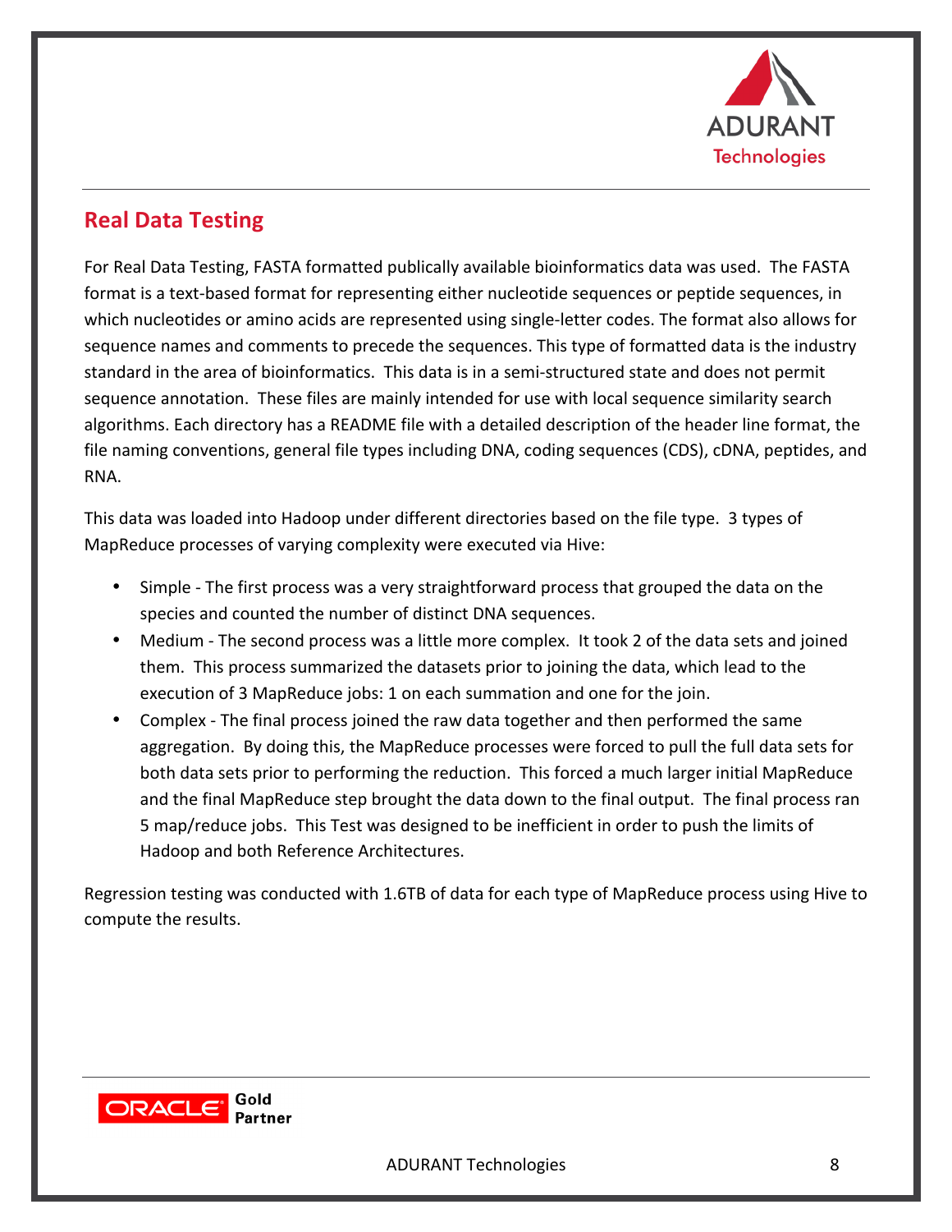## Real Data Testing

For Real Data Testing, FASTA formatted publically available bioinformatics data was used. The FASTA format is a text-based format for representing either nucleotide sequences or peptide sequences, in which nucleotides or amino acids are represented using single-letter codes. The format also allows for sequence names and comments to precede the sequences. This type of formatted data is the industry standard in the area of bioinformatics. This data is in a semi-structured state and does not permit sequence annotation. These files are mainly intended for use with local sequence similarity search algorithms. Each directory has a README file with a detailed description of the header line format, the file naming conventions, general file types including DNA, coding sequences (CDS), cDNA, peptides, and RNA.

This data was loaded into Hadoop under different directories based on the file type. 3 types of MapReduce processes of varying complexity were executed via Hive:

- Simple - The first process was a very straightforward process that grouped the data on the species and counted the number of distinct DNA sequences.
- Medium - The second process was a little more complex. It took 2 of the data sets and joined them. This process summarized the datasets prior to joining the data, which lead to the execution of 3 MapReduce jobs: 1 on each summation and one for the join.
- Complex - The final process joined the raw data together and then performed the same aggregation. By doing this, the MapReduce processes were forced to pull the full data sets for both data sets prior to performing the reduction. This forced a much larger initial MapReduce and the final MapReduce step brought the data down to the final output. The final process ran 5 map/reduce jobs. This Test was designed to be inefficient in order to push the limits of Hadoop and both Reference Architectures.

Regression testing was conducted with 1.6TB of data for each type of MapReduce process using Hive to compute the results.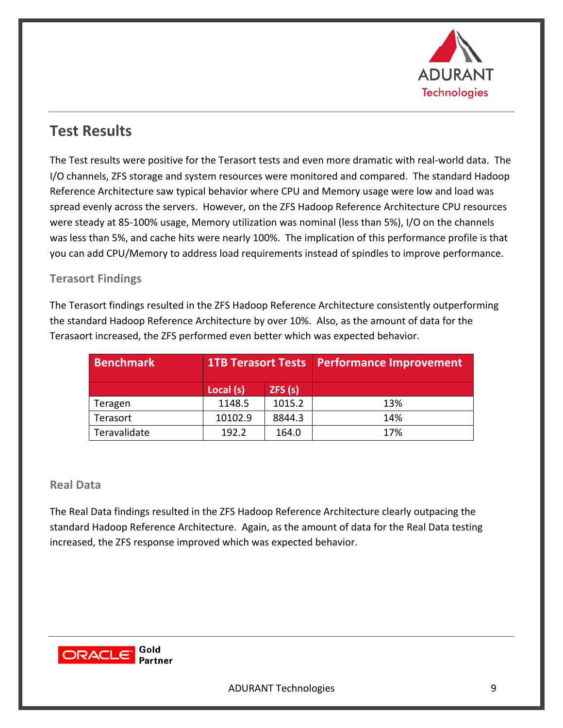## Test Results

The Test results were positive for the Terasort tests and even more dramatic with real-world data. The I/O channels, ZFS storage and system resources were monitored and compared. The standard Hadoop Reference Architecture saw typical behavior where CPU and Memory usage were low and load was spread evenly across the servers. However, on the ZFS Hadoop Reference Architecture CPU resources were steady at 85-100% usage, Memory utilization was nominal (less than 5%), I/O on the channels was less than 5%, and cache hits were nearly 100%. The implication of this performance profile is that you can add CPU/Memory to address load requirements instead of spindles to improve performance.

### Terasort Findings

The Terasort findings resulted in the ZFS Hadoop Reference Architecture consistently outperforming the standard Hadoop Reference Architecture by over 10%. Also, as the amount of data for the Terasaort increased, the ZFS performed even better which was expected behavior.

| Benchmark | 1TB Terasort Tests | | Performance Improvement |
|---|---|---|---|
| | Local (s) | ZFS (s) | |
| Teragen | 1148.5 | 1015.2 | 13% |
| Terasort | 10102.9 | 8844.3 | 14% |
| Teravalidate | 192.2 | 164.0 | 17% |

### Real Data

The Real Data findings resulted in the ZFS Hadoop Reference Architecture clearly outpacing the standard Hadoop Reference Architecture. Again, as the amount of data for the Real Data testing increased, the ZFS response improved which was expected behavior.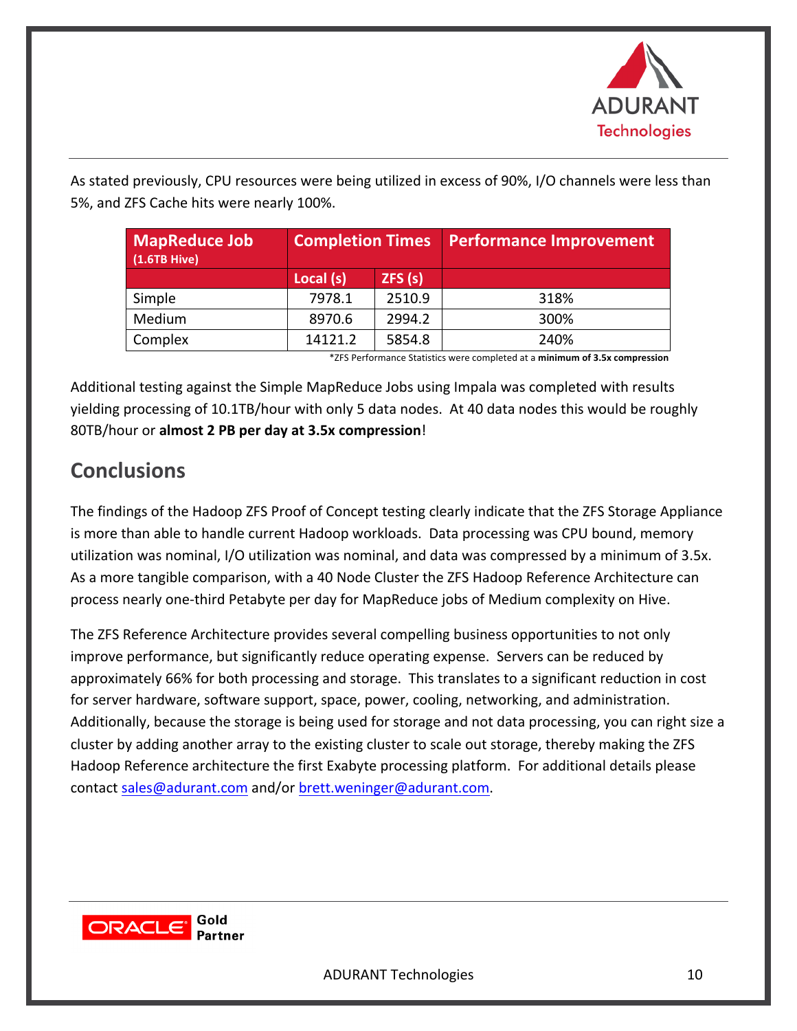As stated previously, CPU resources were being utilized in excess of 90%, I/O channels were less than 5%, and ZFS Cache hits were nearly 100%.

| MapReduce Job (1.6TB Hive) | Completion Times | | Performance Improvement |
|---|---|---|---|
| | Local (s) | ZFS (s) | |
| Simple | 7978.1 | 2510.9 | 318% |
| Medium | 8970.6 | 2994.2 | 300% |
| Complex | 14121.2 | 5854.8 | 240% |

*ZFS Performance Statistics were completed at a **minimum of 3.5x compression**

Additional testing against the Simple MapReduce Jobs using Impala was completed with results yielding processing of 10.1TB/hour with only 5 data nodes. At 40 data nodes this would be roughly 80TB/hour or **almost 2 PB per day at 3.5x compression**!

## Conclusions

The findings of the Hadoop ZFS Proof of Concept testing clearly indicate that the ZFS Storage Appliance is more than able to handle current Hadoop workloads. Data processing was CPU bound, memory utilization was nominal, I/O utilization was nominal, and data was compressed by a minimum of 3.5x. As a more tangible comparison, with a 40 Node Cluster the ZFS Hadoop Reference Architecture can process nearly one-third Petabyte per day for MapReduce jobs of Medium complexity on Hive.

The ZFS Reference Architecture provides several compelling business opportunities to not only improve performance, but significantly reduce operating expense. Servers can be reduced by approximately 66% for both processing and storage. This translates to a significant reduction in cost for server hardware, software support, space, power, cooling, networking, and administration. Additionally, because the storage is being used for storage and not data processing, you can right size a cluster by adding another array to the existing cluster to scale out storage, thereby making the ZFS Hadoop Reference architecture the first Exabyte processing platform. For additional details please contact sales@adurant.com and/or brett.weninger@adurant.com.